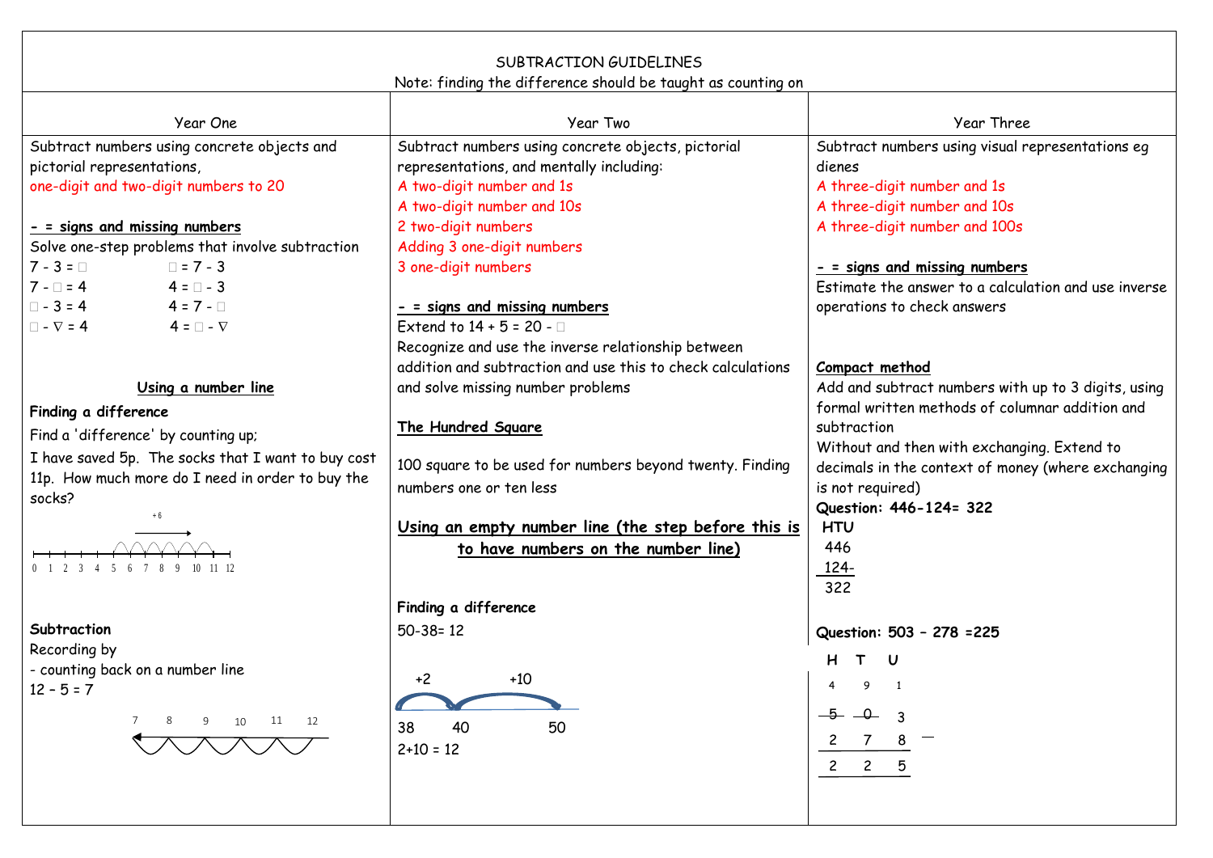# SUBTRACTION GUIDELINES

Note: finding the difference should be taught as counting on

## Year One

Subtract numbers using concrete objects and pictorial representations,
one-digit and two-digit numbers to 20

**- = signs and missing numbers**

Solve one-step problems that involve subtraction

| | |
|---|---|
| 7 - 3 = □ | □ = 7 - 3 |
| 7 - □ = 4 | 4 = □ - 3 |
| □ - 3 = 4 | 4 = 7 - □ |
| □ - ∇ = 4 | 4 = □ - ∇ |

**Using a number line**

**Finding a difference**

Find a 'difference' by counting up;

I have saved 5p. The socks that I want to buy cost 11p. How much more do I need in order to buy the socks?

+6

0 1 2 3 4 5 6 7 8 9 10 11 12

**Subtraction**

Recording by

- counting back on a number line

12 – 5 = 7

7 8 9 10 11 12

## Year Two

Subtract numbers using concrete objects, pictorial representations, and mentally including:

A two-digit number and 1s
A two-digit number and 10s
2 two-digit numbers
Adding 3 one-digit numbers
3 one-digit numbers

**- = signs and missing numbers**

Extend to 14 + 5 = 20 - □

Recognize and use the inverse relationship between addition and subtraction and use this to check calculations and solve missing number problems

**The Hundred Square**

100 square to be used for numbers beyond twenty. Finding numbers one or ten less

**Using an empty number line (the step before this is to have numbers on the number line)**

**Finding a difference**

50-38= 12

+2 +10

38 40 50

2+10 = 12

## Year Three

Subtract numbers using visual representations eg dienes

A three-digit number and 1s
A three-digit number and 10s
A three-digit number and 100s

**- = signs and missing numbers**

Estimate the answer to a calculation and use inverse operations to check answers

**Compact method**

Add and subtract numbers with up to 3 digits, using formal written methods of columnar addition and subtraction

Without and then with exchanging. Extend to decimals in the context of money (where exchanging is not required)

**Question: 446-124= 322**

```
 HTU
 446
 124-
 322
```

**Question: 503 – 278 =225**

```
 H   T   U
 4   9   1
 5̶   0̶   3
 2   7   8  -
 2   2   5
```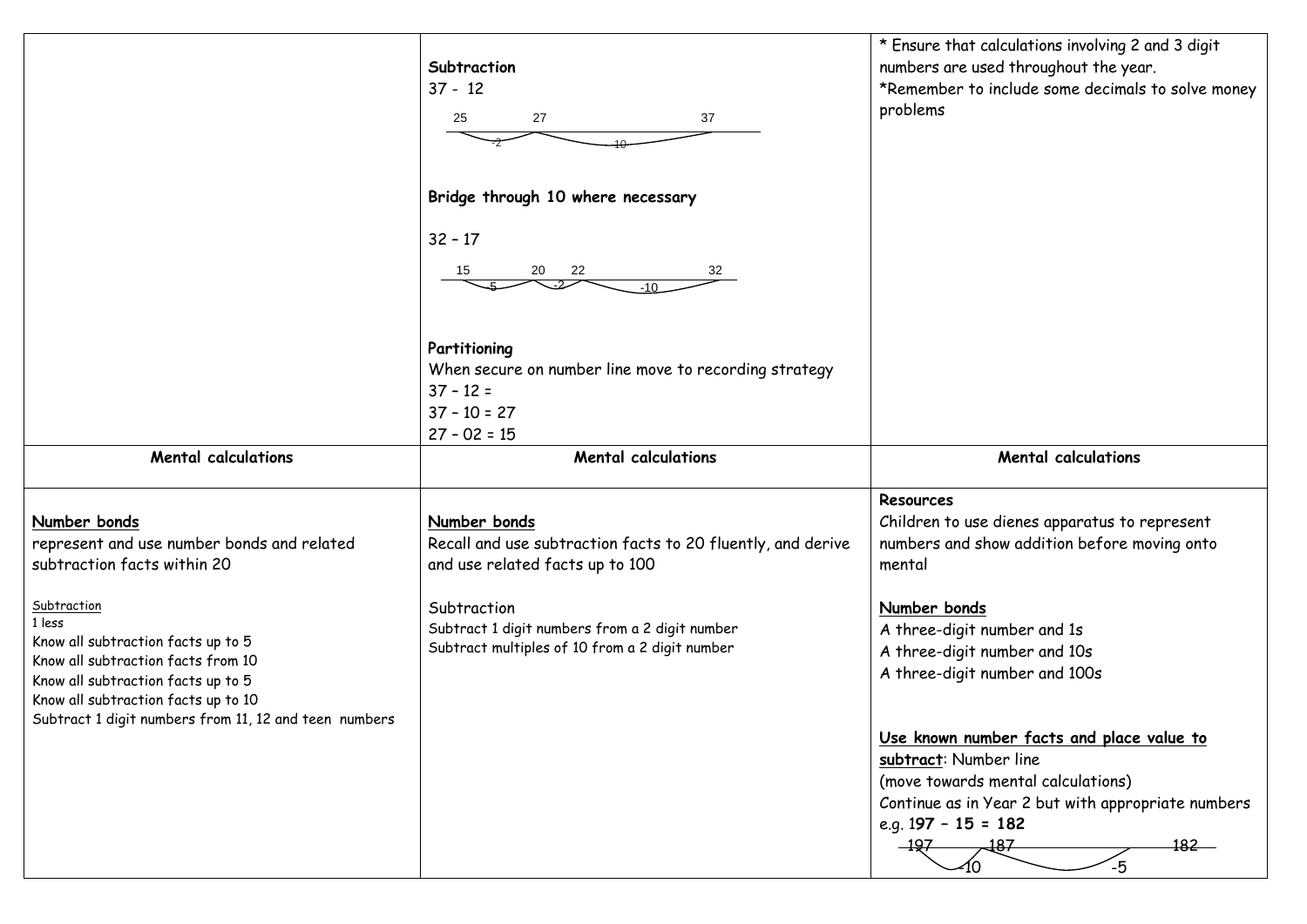| | **Subtraction**<br>37 - 12<br>25 27 37 (-2, -10)<br><br>**Bridge through 10 where necessary**<br><br>32 – 17<br>15 20 22 32 (-5, -2, -10)<br><br>**Partitioning**<br>When secure on number line move to recording strategy<br>37 – 12 =<br>37 – 10 = 27<br>27 – 02 = 15 | * Ensure that calculations involving 2 and 3 digit numbers are used throughout the year.<br>*Remember to include some decimals to solve money problems |
|---|---|---|
| **Mental calculations** | **Mental calculations** | **Mental calculations** |
| **Number bonds**<br>represent and use number bonds and related subtraction facts within 20<br><br>Subtraction<br>1 less<br>Know all subtraction facts up to 5<br>Know all subtraction facts from 10<br>Know all subtraction facts up to 5<br>Know all subtraction facts up to 10<br>Subtract 1 digit numbers from 11, 12 and teen numbers | **Number bonds**<br>Recall and use subtraction facts to 20 fluently, and derive and use related facts up to 100<br><br>Subtraction<br>Subtract 1 digit numbers from a 2 digit number<br>Subtract multiples of 10 from a 2 digit number | **Resources**<br>Children to use dienes apparatus to represent numbers and show addition before moving onto mental<br><br>**Number bonds**<br>A three-digit number and 1s<br>A three-digit number and 10s<br>A three-digit number and 100s<br><br>**Use known number facts and place value to subtract**: Number line<br>(move towards mental calculations)<br>Continue as in Year 2 but with appropriate numbers<br>e.g. **197 – 15 = 182**<br>197 187 182 (-10, -5) |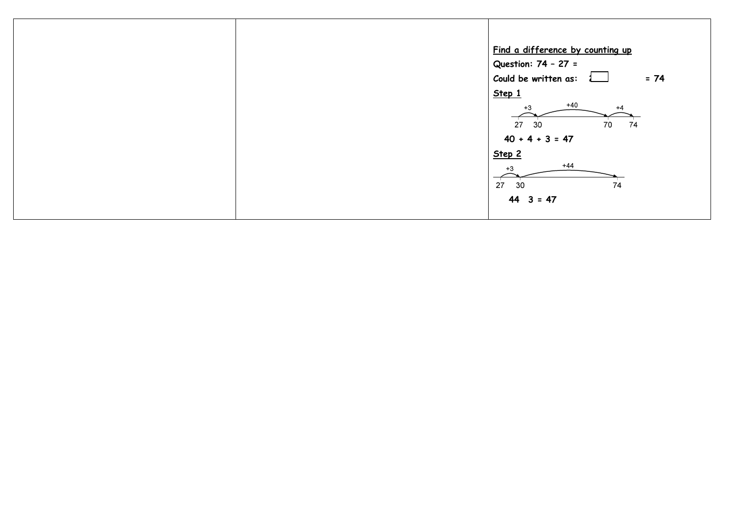| | | |
|---|---|---|
| | | **<u>Find a difference by counting up</u>**<br>**Question: 74 – 27 =**<br>**Could be written as: 2 ☐ = 74**<br>**<u>Step 1</u>**<br>+3 +40 +4<br>27 30 70 74<br>**40 + 4 + 3 = 47**<br>**<u>Step 2</u>**<br>+3 +44<br>27 30 74<br>**44 3 = 47** |